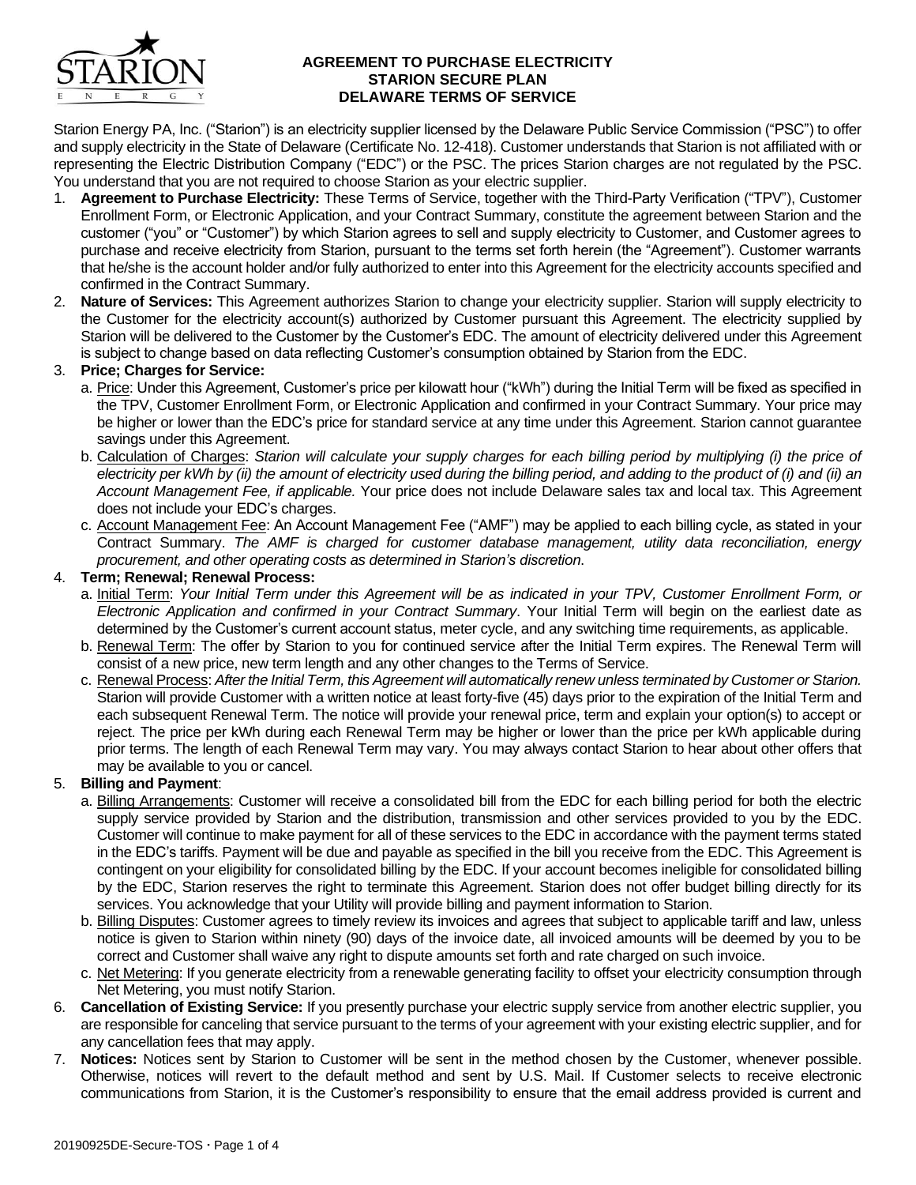**AGREEMENT TO PURCHASE ELECTRICITY**
**STARION SECURE PLAN**
**DELAWARE TERMS OF SERVICE**

Starion Energy PA, Inc. ("Starion") is an electricity supplier licensed by the Delaware Public Service Commission ("PSC") to offer and supply electricity in the State of Delaware (Certificate No. 12-418). Customer understands that Starion is not affiliated with or representing the Electric Distribution Company ("EDC") or the PSC. The prices Starion charges are not regulated by the PSC. You understand that you are not required to choose Starion as your electric supplier.

1. **Agreement to Purchase Electricity:** These Terms of Service, together with the Third-Party Verification ("TPV"), Customer Enrollment Form, or Electronic Application, and your Contract Summary, constitute the agreement between Starion and the customer ("you" or "Customer") by which Starion agrees to sell and supply electricity to Customer, and Customer agrees to purchase and receive electricity from Starion, pursuant to the terms set forth herein (the "Agreement"). Customer warrants that he/she is the account holder and/or fully authorized to enter into this Agreement for the electricity accounts specified and confirmed in the Contract Summary.
2. **Nature of Services:** This Agreement authorizes Starion to change your electricity supplier. Starion will supply electricity to the Customer for the electricity account(s) authorized by Customer pursuant this Agreement. The electricity supplied by Starion will be delivered to the Customer by the Customer's EDC. The amount of electricity delivered under this Agreement is subject to change based on data reflecting Customer's consumption obtained by Starion from the EDC.
3. **Price; Charges for Service:**
   a. Price: Under this Agreement, Customer's price per kilowatt hour ("kWh") during the Initial Term will be fixed as specified in the TPV, Customer Enrollment Form, or Electronic Application and confirmed in your Contract Summary. Your price may be higher or lower than the EDC's price for standard service at any time under this Agreement. Starion cannot guarantee savings under this Agreement.
   b. Calculation of Charges: *Starion will calculate your supply charges for each billing period by multiplying (i) the price of electricity per kWh by (ii) the amount of electricity used during the billing period, and adding to the product of (i) and (ii) an Account Management Fee, if applicable.* Your price does not include Delaware sales tax and local tax. This Agreement does not include your EDC's charges.
   c. Account Management Fee: An Account Management Fee ("AMF") may be applied to each billing cycle, as stated in your Contract Summary. *The AMF is charged for customer database management, utility data reconciliation, energy procurement, and other operating costs as determined in Starion's discretion.*
4. **Term; Renewal; Renewal Process:**
   a. Initial Term: *Your Initial Term under this Agreement will be as indicated in your TPV, Customer Enrollment Form, or Electronic Application and confirmed in your Contract Summary*. Your Initial Term will begin on the earliest date as determined by the Customer's current account status, meter cycle, and any switching time requirements, as applicable.
   b. Renewal Term: The offer by Starion to you for continued service after the Initial Term expires. The Renewal Term will consist of a new price, new term length and any other changes to the Terms of Service.
   c. Renewal Process: *After the Initial Term, this Agreement will automatically renew unless terminated by Customer or Starion.* Starion will provide Customer with a written notice at least forty-five (45) days prior to the expiration of the Initial Term and each subsequent Renewal Term. The notice will provide your renewal price, term and explain your option(s) to accept or reject. The price per kWh during each Renewal Term may be higher or lower than the price per kWh applicable during prior terms. The length of each Renewal Term may vary. You may always contact Starion to hear about other offers that may be available to you or cancel.
5. **Billing and Payment**:
   a. Billing Arrangements: Customer will receive a consolidated bill from the EDC for each billing period for both the electric supply service provided by Starion and the distribution, transmission and other services provided to you by the EDC. Customer will continue to make payment for all of these services to the EDC in accordance with the payment terms stated in the EDC's tariffs. Payment will be due and payable as specified in the bill you receive from the EDC. This Agreement is contingent on your eligibility for consolidated billing by the EDC. If your account becomes ineligible for consolidated billing by the EDC, Starion reserves the right to terminate this Agreement. Starion does not offer budget billing directly for its services. You acknowledge that your Utility will provide billing and payment information to Starion.
   b. Billing Disputes: Customer agrees to timely review its invoices and agrees that subject to applicable tariff and law, unless notice is given to Starion within ninety (90) days of the invoice date, all invoiced amounts will be deemed by you to be correct and Customer shall waive any right to dispute amounts set forth and rate charged on such invoice.
   c. Net Metering: If you generate electricity from a renewable generating facility to offset your electricity consumption through Net Metering, you must notify Starion.
6. **Cancellation of Existing Service:** If you presently purchase your electric supply service from another electric supplier, you are responsible for canceling that service pursuant to the terms of your agreement with your existing electric supplier, and for any cancellation fees that may apply.
7. **Notices:** Notices sent by Starion to Customer will be sent in the method chosen by the Customer, whenever possible. Otherwise, notices will revert to the default method and sent by U.S. Mail. If Customer selects to receive electronic communications from Starion, it is the Customer's responsibility to ensure that the email address provided is current and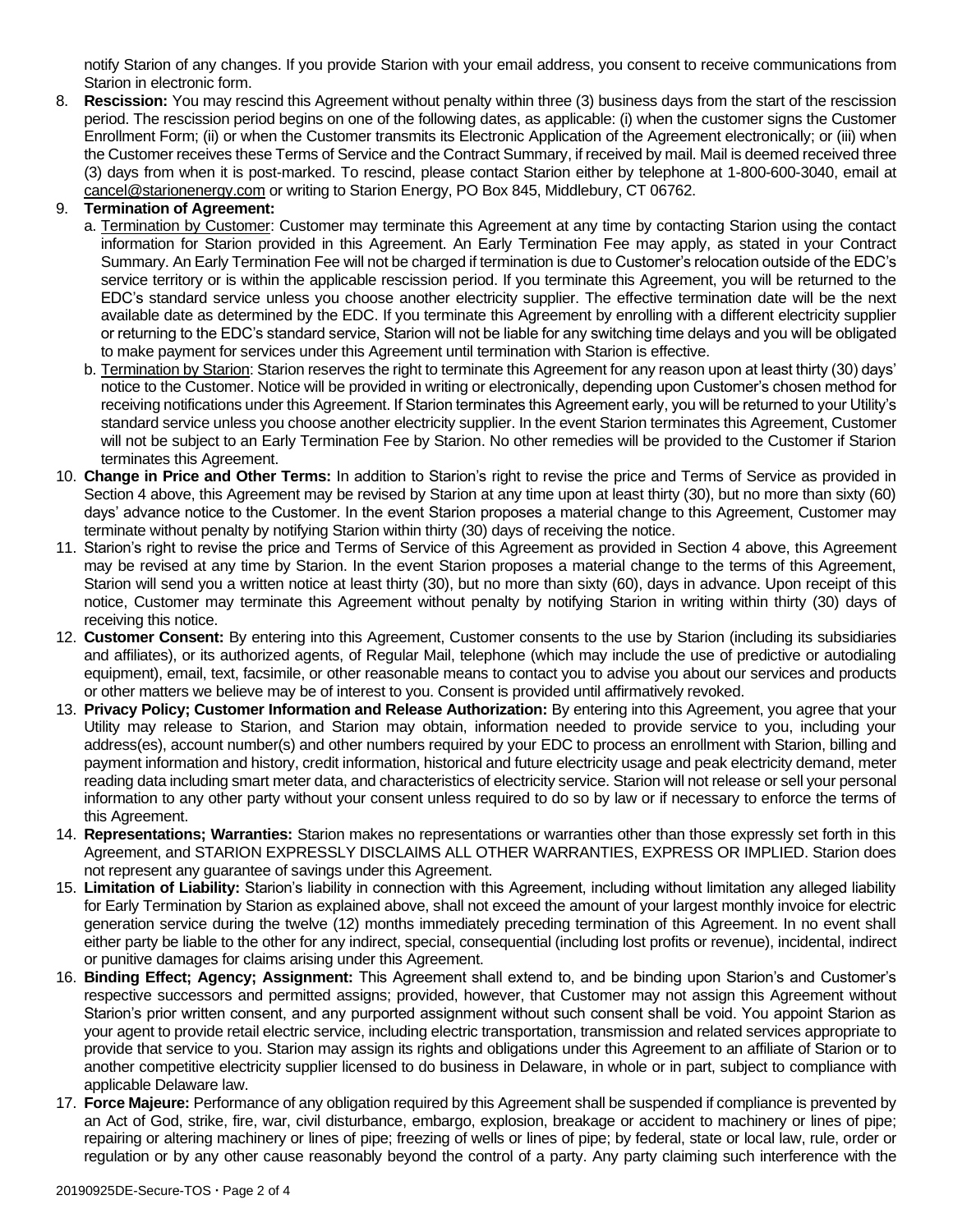notify Starion of any changes. If you provide Starion with your email address, you consent to receive communications from Starion in electronic form.

8. **Rescission:** You may rescind this Agreement without penalty within three (3) business days from the start of the rescission period. The rescission period begins on one of the following dates, as applicable: (i) when the customer signs the Customer Enrollment Form; (ii) or when the Customer transmits its Electronic Application of the Agreement electronically; or (iii) when the Customer receives these Terms of Service and the Contract Summary, if received by mail. Mail is deemed received three (3) days from when it is post-marked. To rescind, please contact Starion either by telephone at 1-800-600-3040, email at cancel@starionenergy.com or writing to Starion Energy, PO Box 845, Middlebury, CT 06762.
9. **Termination of Agreement:**
   a. Termination by Customer: Customer may terminate this Agreement at any time by contacting Starion using the contact information for Starion provided in this Agreement. An Early Termination Fee may apply, as stated in your Contract Summary. An Early Termination Fee will not be charged if termination is due to Customer's relocation outside of the EDC's service territory or is within the applicable rescission period. If you terminate this Agreement, you will be returned to the EDC's standard service unless you choose another electricity supplier. The effective termination date will be the next available date as determined by the EDC. If you terminate this Agreement by enrolling with a different electricity supplier or returning to the EDC's standard service, Starion will not be liable for any switching time delays and you will be obligated to make payment for services under this Agreement until termination with Starion is effective.
   b. Termination by Starion: Starion reserves the right to terminate this Agreement for any reason upon at least thirty (30) days' notice to the Customer. Notice will be provided in writing or electronically, depending upon Customer's chosen method for receiving notifications under this Agreement. If Starion terminates this Agreement early, you will be returned to your Utility's standard service unless you choose another electricity supplier. In the event Starion terminates this Agreement, Customer will not be subject to an Early Termination Fee by Starion. No other remedies will be provided to the Customer if Starion terminates this Agreement.
10. **Change in Price and Other Terms:** In addition to Starion's right to revise the price and Terms of Service as provided in Section 4 above, this Agreement may be revised by Starion at any time upon at least thirty (30), but no more than sixty (60) days' advance notice to the Customer. In the event Starion proposes a material change to this Agreement, Customer may terminate without penalty by notifying Starion within thirty (30) days of receiving the notice.
11. Starion's right to revise the price and Terms of Service of this Agreement as provided in Section 4 above, this Agreement may be revised at any time by Starion. In the event Starion proposes a material change to the terms of this Agreement, Starion will send you a written notice at least thirty (30), but no more than sixty (60), days in advance. Upon receipt of this notice, Customer may terminate this Agreement without penalty by notifying Starion in writing within thirty (30) days of receiving this notice.
12. **Customer Consent:** By entering into this Agreement, Customer consents to the use by Starion (including its subsidiaries and affiliates), or its authorized agents, of Regular Mail, telephone (which may include the use of predictive or autodialing equipment), email, text, facsimile, or other reasonable means to contact you to advise you about our services and products or other matters we believe may be of interest to you. Consent is provided until affirmatively revoked.
13. **Privacy Policy; Customer Information and Release Authorization:** By entering into this Agreement, you agree that your Utility may release to Starion, and Starion may obtain, information needed to provide service to you, including your address(es), account number(s) and other numbers required by your EDC to process an enrollment with Starion, billing and payment information and history, credit information, historical and future electricity usage and peak electricity demand, meter reading data including smart meter data, and characteristics of electricity service. Starion will not release or sell your personal information to any other party without your consent unless required to do so by law or if necessary to enforce the terms of this Agreement.
14. **Representations; Warranties:** Starion makes no representations or warranties other than those expressly set forth in this Agreement, and STARION EXPRESSLY DISCLAIMS ALL OTHER WARRANTIES, EXPRESS OR IMPLIED. Starion does not represent any guarantee of savings under this Agreement.
15. **Limitation of Liability:** Starion's liability in connection with this Agreement, including without limitation any alleged liability for Early Termination by Starion as explained above, shall not exceed the amount of your largest monthly invoice for electric generation service during the twelve (12) months immediately preceding termination of this Agreement. In no event shall either party be liable to the other for any indirect, special, consequential (including lost profits or revenue), incidental, indirect or punitive damages for claims arising under this Agreement.
16. **Binding Effect; Agency; Assignment:** This Agreement shall extend to, and be binding upon Starion's and Customer's respective successors and permitted assigns; provided, however, that Customer may not assign this Agreement without Starion's prior written consent, and any purported assignment without such consent shall be void. You appoint Starion as your agent to provide retail electric service, including electric transportation, transmission and related services appropriate to provide that service to you. Starion may assign its rights and obligations under this Agreement to an affiliate of Starion or to another competitive electricity supplier licensed to do business in Delaware, in whole or in part, subject to compliance with applicable Delaware law.
17. **Force Majeure:** Performance of any obligation required by this Agreement shall be suspended if compliance is prevented by an Act of God, strike, fire, war, civil disturbance, embargo, explosion, breakage or accident to machinery or lines of pipe; repairing or altering machinery or lines of pipe; freezing of wells or lines of pipe; by federal, state or local law, rule, order or regulation or by any other cause reasonably beyond the control of a party. Any party claiming such interference with the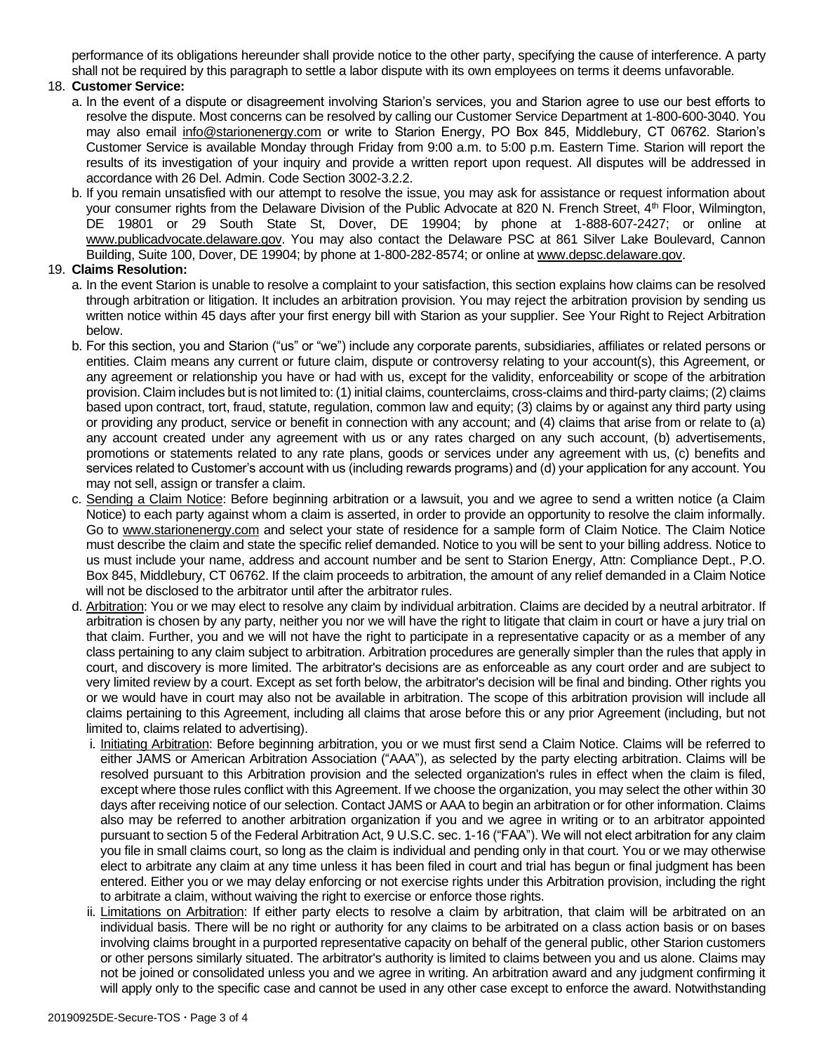performance of its obligations hereunder shall provide notice to the other party, specifying the cause of interference. A party shall not be required by this paragraph to settle a labor dispute with its own employees on terms it deems unfavorable.

18. **Customer Service:**
   a. In the event of a dispute or disagreement involving Starion's services, you and Starion agree to use our best efforts to resolve the dispute. Most concerns can be resolved by calling our Customer Service Department at 1-800-600-3040. You may also email info@starionenergy.com or write to Starion Energy, PO Box 845, Middlebury, CT 06762. Starion's Customer Service is available Monday through Friday from 9:00 a.m. to 5:00 p.m. Eastern Time. Starion will report the results of its investigation of your inquiry and provide a written report upon request. All disputes will be addressed in accordance with 26 Del. Admin. Code Section 3002-3.2.2.
   b. If you remain unsatisfied with our attempt to resolve the issue, you may ask for assistance or request information about your consumer rights from the Delaware Division of the Public Advocate at 820 N. French Street, 4th Floor, Wilmington, DE 19801 or 29 South State St, Dover, DE 19904; by phone at 1-888-607-2427; or online at www.publicadvocate.delaware.gov. You may also contact the Delaware PSC at 861 Silver Lake Boulevard, Cannon Building, Suite 100, Dover, DE 19904; by phone at 1-800-282-8574; or online at www.depsc.delaware.gov.

19. **Claims Resolution:**
   a. In the event Starion is unable to resolve a complaint to your satisfaction, this section explains how claims can be resolved through arbitration or litigation. It includes an arbitration provision. You may reject the arbitration provision by sending us written notice within 45 days after your first energy bill with Starion as your supplier. See Your Right to Reject Arbitration below.
   b. For this section, you and Starion ("us" or "we") include any corporate parents, subsidiaries, affiliates or related persons or entities. Claim means any current or future claim, dispute or controversy relating to your account(s), this Agreement, or any agreement or relationship you have or had with us, except for the validity, enforceability or scope of the arbitration provision. Claim includes but is not limited to: (1) initial claims, counterclaims, cross-claims and third-party claims; (2) claims based upon contract, tort, fraud, statute, regulation, common law and equity; (3) claims by or against any third party using or providing any product, service or benefit in connection with any account; and (4) claims that arise from or relate to (a) any account created under any agreement with us or any rates charged on any such account, (b) advertisements, promotions or statements related to any rate plans, goods or services under any agreement with us, (c) benefits and services related to Customer's account with us (including rewards programs) and (d) your application for any account. You may not sell, assign or transfer a claim.
   c. Sending a Claim Notice: Before beginning arbitration or a lawsuit, you and we agree to send a written notice (a Claim Notice) to each party against whom a claim is asserted, in order to provide an opportunity to resolve the claim informally. Go to www.starionenergy.com and select your state of residence for a sample form of Claim Notice. The Claim Notice must describe the claim and state the specific relief demanded. Notice to you will be sent to your billing address. Notice to us must include your name, address and account number and be sent to Starion Energy, Attn: Compliance Dept., P.O. Box 845, Middlebury, CT 06762. If the claim proceeds to arbitration, the amount of any relief demanded in a Claim Notice will not be disclosed to the arbitrator until after the arbitrator rules.
   d. Arbitration: You or we may elect to resolve any claim by individual arbitration. Claims are decided by a neutral arbitrator. If arbitration is chosen by any party, neither you nor we will have the right to litigate that claim in court or have a jury trial on that claim. Further, you and we will not have the right to participate in a representative capacity or as a member of any class pertaining to any claim subject to arbitration. Arbitration procedures are generally simpler than the rules that apply in court, and discovery is more limited. The arbitrator's decisions are as enforceable as any court order and are subject to very limited review by a court. Except as set forth below, the arbitrator's decision will be final and binding. Other rights you or we would have in court may also not be available in arbitration. The scope of this arbitration provision will include all claims pertaining to this Agreement, including all claims that arose before this or any prior Agreement (including, but not limited to, claims related to advertising).
      i. Initiating Arbitration: Before beginning arbitration, you or we must first send a Claim Notice. Claims will be referred to either JAMS or American Arbitration Association ("AAA"), as selected by the party electing arbitration. Claims will be resolved pursuant to this Arbitration provision and the selected organization's rules in effect when the claim is filed, except where those rules conflict with this Agreement. If we choose the organization, you may select the other within 30 days after receiving notice of our selection. Contact JAMS or AAA to begin an arbitration or for other information. Claims also may be referred to another arbitration organization if you and we agree in writing or to an arbitrator appointed pursuant to section 5 of the Federal Arbitration Act, 9 U.S.C. sec. 1-16 ("FAA"). We will not elect arbitration for any claim you file in small claims court, so long as the claim is individual and pending only in that court. You or we may otherwise elect to arbitrate any claim at any time unless it has been filed in court and trial has begun or final judgment has been entered. Either you or we may delay enforcing or not exercise rights under this Arbitration provision, including the right to arbitrate a claim, without waiving the right to exercise or enforce those rights.
      ii. Limitations on Arbitration: If either party elects to resolve a claim by arbitration, that claim will be arbitrated on an individual basis. There will be no right or authority for any claims to be arbitrated on a class action basis or on bases involving claims brought in a purported representative capacity on behalf of the general public, other Starion customers or other persons similarly situated. The arbitrator's authority is limited to claims between you and us alone. Claims may not be joined or consolidated unless you and we agree in writing. An arbitration award and any judgment confirming it will apply only to the specific case and cannot be used in any other case except to enforce the award. Notwithstanding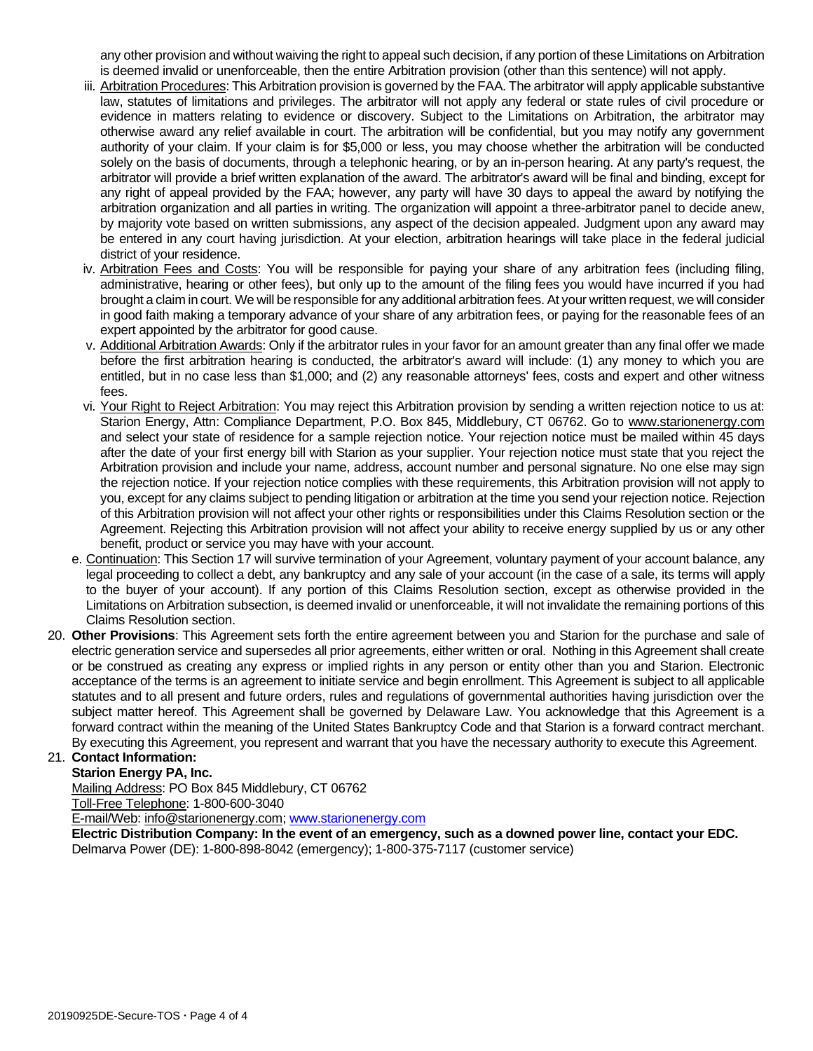any other provision and without waiving the right to appeal such decision, if any portion of these Limitations on Arbitration is deemed invalid or unenforceable, then the entire Arbitration provision (other than this sentence) will not apply.

iii. Arbitration Procedures: This Arbitration provision is governed by the FAA. The arbitrator will apply applicable substantive law, statutes of limitations and privileges. The arbitrator will not apply any federal or state rules of civil procedure or evidence in matters relating to evidence or discovery. Subject to the Limitations on Arbitration, the arbitrator may otherwise award any relief available in court. The arbitration will be confidential, but you may notify any government authority of your claim. If your claim is for $5,000 or less, you may choose whether the arbitration will be conducted solely on the basis of documents, through a telephonic hearing, or by an in-person hearing. At any party's request, the arbitrator will provide a brief written explanation of the award. The arbitrator's award will be final and binding, except for any right of appeal provided by the FAA; however, any party will have 30 days to appeal the award by notifying the arbitration organization and all parties in writing. The organization will appoint a three-arbitrator panel to decide anew, by majority vote based on written submissions, any aspect of the decision appealed. Judgment upon any award may be entered in any court having jurisdiction. At your election, arbitration hearings will take place in the federal judicial district of your residence.

iv. Arbitration Fees and Costs: You will be responsible for paying your share of any arbitration fees (including filing, administrative, hearing or other fees), but only up to the amount of the filing fees you would have incurred if you had brought a claim in court. We will be responsible for any additional arbitration fees. At your written request, we will consider in good faith making a temporary advance of your share of any arbitration fees, or paying for the reasonable fees of an expert appointed by the arbitrator for good cause.

v. Additional Arbitration Awards: Only if the arbitrator rules in your favor for an amount greater than any final offer we made before the first arbitration hearing is conducted, the arbitrator's award will include: (1) any money to which you are entitled, but in no case less than $1,000; and (2) any reasonable attorneys' fees, costs and expert and other witness fees.

vi. Your Right to Reject Arbitration: You may reject this Arbitration provision by sending a written rejection notice to us at: Starion Energy, Attn: Compliance Department, P.O. Box 845, Middlebury, CT 06762. Go to www.starionenergy.com and select your state of residence for a sample rejection notice. Your rejection notice must be mailed within 45 days after the date of your first energy bill with Starion as your supplier. Your rejection notice must state that you reject the Arbitration provision and include your name, address, account number and personal signature. No one else may sign the rejection notice. If your rejection notice complies with these requirements, this Arbitration provision will not apply to you, except for any claims subject to pending litigation or arbitration at the time you send your rejection notice. Rejection of this Arbitration provision will not affect your other rights or responsibilities under this Claims Resolution section or the Agreement. Rejecting this Arbitration provision will not affect your ability to receive energy supplied by us or any other benefit, product or service you may have with your account.

e. Continuation: This Section 17 will survive termination of your Agreement, voluntary payment of your account balance, any legal proceeding to collect a debt, any bankruptcy and any sale of your account (in the case of a sale, its terms will apply to the buyer of your account). If any portion of this Claims Resolution section, except as otherwise provided in the Limitations on Arbitration subsection, is deemed invalid or unenforceable, it will not invalidate the remaining portions of this Claims Resolution section.

20. **Other Provisions**: This Agreement sets forth the entire agreement between you and Starion for the purchase and sale of electric generation service and supersedes all prior agreements, either written or oral. Nothing in this Agreement shall create or be construed as creating any express or implied rights in any person or entity other than you and Starion. Electronic acceptance of the terms is an agreement to initiate service and begin enrollment. This Agreement is subject to all applicable statutes and to all present and future orders, rules and regulations of governmental authorities having jurisdiction over the subject matter hereof. This Agreement shall be governed by Delaware Law. You acknowledge that this Agreement is a forward contract within the meaning of the United States Bankruptcy Code and that Starion is a forward contract merchant. By executing this Agreement, you represent and warrant that you have the necessary authority to execute this Agreement.

21. **Contact Information:**

**Starion Energy PA, Inc.**

Mailing Address: PO Box 845 Middlebury, CT 06762

Toll-Free Telephone: 1-800-600-3040

E-mail/Web: info@starionenergy.com; www.starionenergy.com

**Electric Distribution Company: In the event of an emergency, such as a downed power line, contact your EDC.**

Delmarva Power (DE): 1-800-898-8042 (emergency); 1-800-375-7117 (customer service)